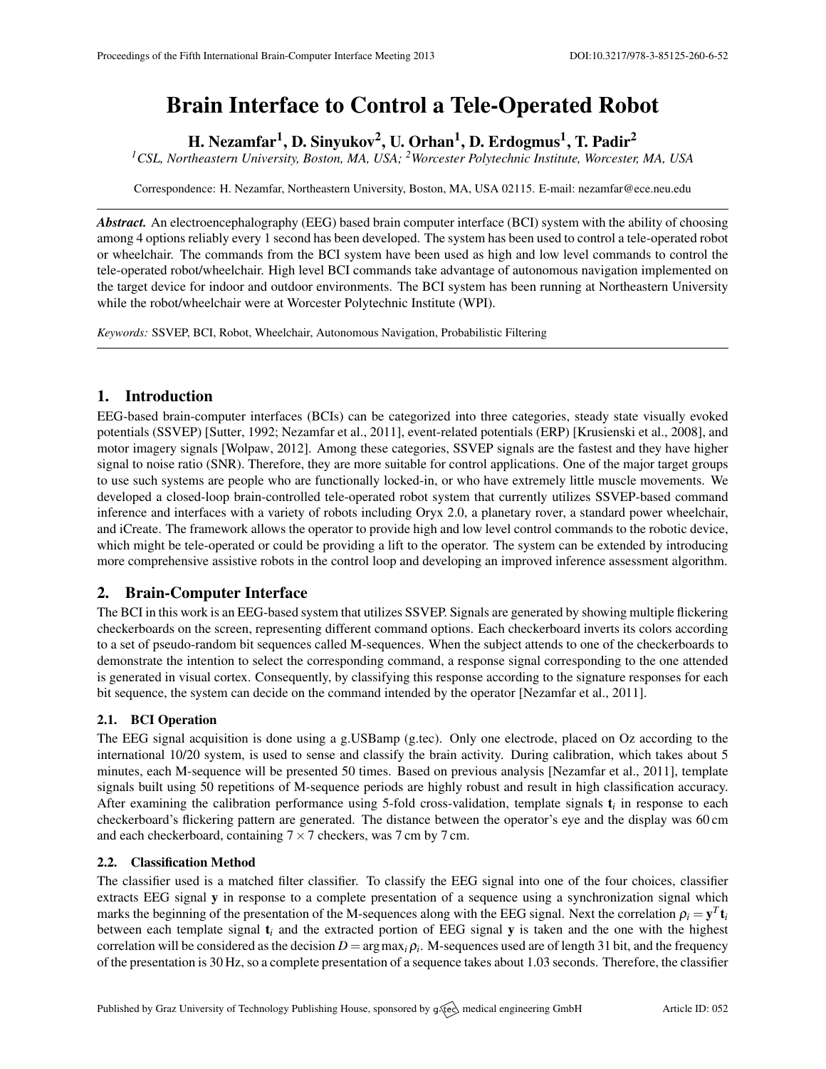# Brain Interface to Control a Tele-Operated Robot

**H. Nezamfar[1], D. Sinyukov[2], U. Orhan[1], D. Erdogmus[1], T. Padir[2]**

*[1]CSL, Northeastern University, Boston, MA, USA; [2]Worcester Polytechnic Institute, Worcester, MA, USA*

Correspondence: H. Nezamfar, Northeastern University, Boston, MA, USA 02115. E-mail: nezamfar@ece.neu.edu

***Abstract.*** An electroencephalography (EEG) based brain computer interface (BCI) system with the ability of choosing among 4 options reliably every 1 second has been developed. The system has been used to control a tele-operated robot or wheelchair. The commands from the BCI system have been used as high and low level commands to control the tele-operated robot/wheelchair. High level BCI commands take advantage of autonomous navigation implemented on the target device for indoor and outdoor environments. The BCI system has been running at Northeastern University while the robot/wheelchair were at Worcester Polytechnic Institute (WPI).

*Keywords:* SSVEP, BCI, Robot, Wheelchair, Autonomous Navigation, Probabilistic Filtering

## 1. Introduction

EEG-based brain-computer interfaces (BCIs) can be categorized into three categories, steady state visually evoked potentials (SSVEP) [Sutter, 1992; Nezamfar et al., 2011], event-related potentials (ERP) [Krusienski et al., 2008], and motor imagery signals [Wolpaw, 2012]. Among these categories, SSVEP signals are the fastest and they have higher signal to noise ratio (SNR). Therefore, they are more suitable for control applications. One of the major target groups to use such systems are people who are functionally locked-in, or who have extremely little muscle movements. We developed a closed-loop brain-controlled tele-operated robot system that currently utilizes SSVEP-based command inference and interfaces with a variety of robots including Oryx 2.0, a planetary rover, a standard power wheelchair, and iCreate. The framework allows the operator to provide high and low level control commands to the robotic device, which might be tele-operated or could be providing a lift to the operator. The system can be extended by introducing more comprehensive assistive robots in the control loop and developing an improved inference assessment algorithm.

## 2. Brain-Computer Interface

The BCI in this work is an EEG-based system that utilizes SSVEP. Signals are generated by showing multiple flickering checkerboards on the screen, representing different command options. Each checkerboard inverts its colors according to a set of pseudo-random bit sequences called M-sequences. When the subject attends to one of the checkerboards to demonstrate the intention to select the corresponding command, a response signal corresponding to the one attended is generated in visual cortex. Consequently, by classifying this response according to the signature responses for each bit sequence, the system can decide on the command intended by the operator [Nezamfar et al., 2011].

### 2.1. BCI Operation

The EEG signal acquisition is done using a g.USBamp (g.tec). Only one electrode, placed on Oz according to the international 10/20 system, is used to sense and classify the brain activity. During calibration, which takes about 5 minutes, each M-sequence will be presented 50 times. Based on previous analysis [Nezamfar et al., 2011], template signals built using 50 repetitions of M-sequence periods are highly robust and result in high classification accuracy. After examining the calibration performance using 5-fold cross-validation, template signals $\mathbf{t}_i$ in response to each checkerboard's flickering pattern are generated. The distance between the operator's eye and the display was 60 cm and each checkerboard, containing $7 \times 7$ checkers, was 7 cm by 7 cm.

### 2.2. Classification Method

The classifier used is a matched filter classifier. To classify the EEG signal into one of the four choices, classifier extracts EEG signal $\mathbf{y}$ in response to a complete presentation of a sequence using a synchronization signal which marks the beginning of the presentation of the M-sequences along with the EEG signal. Next the correlation $\rho_i = \mathbf{y}^T \mathbf{t}_i$ between each template signal $\mathbf{t}_i$ and the extracted portion of EEG signal $\mathbf{y}$ is taken and the one with the highest correlation will be considered as the decision $D = \arg\max_i \rho_i$. M-sequences used are of length 31 bit, and the frequency of the presentation is 30 Hz, so a complete presentation of a sequence takes about 1.03 seconds. Therefore, the classifier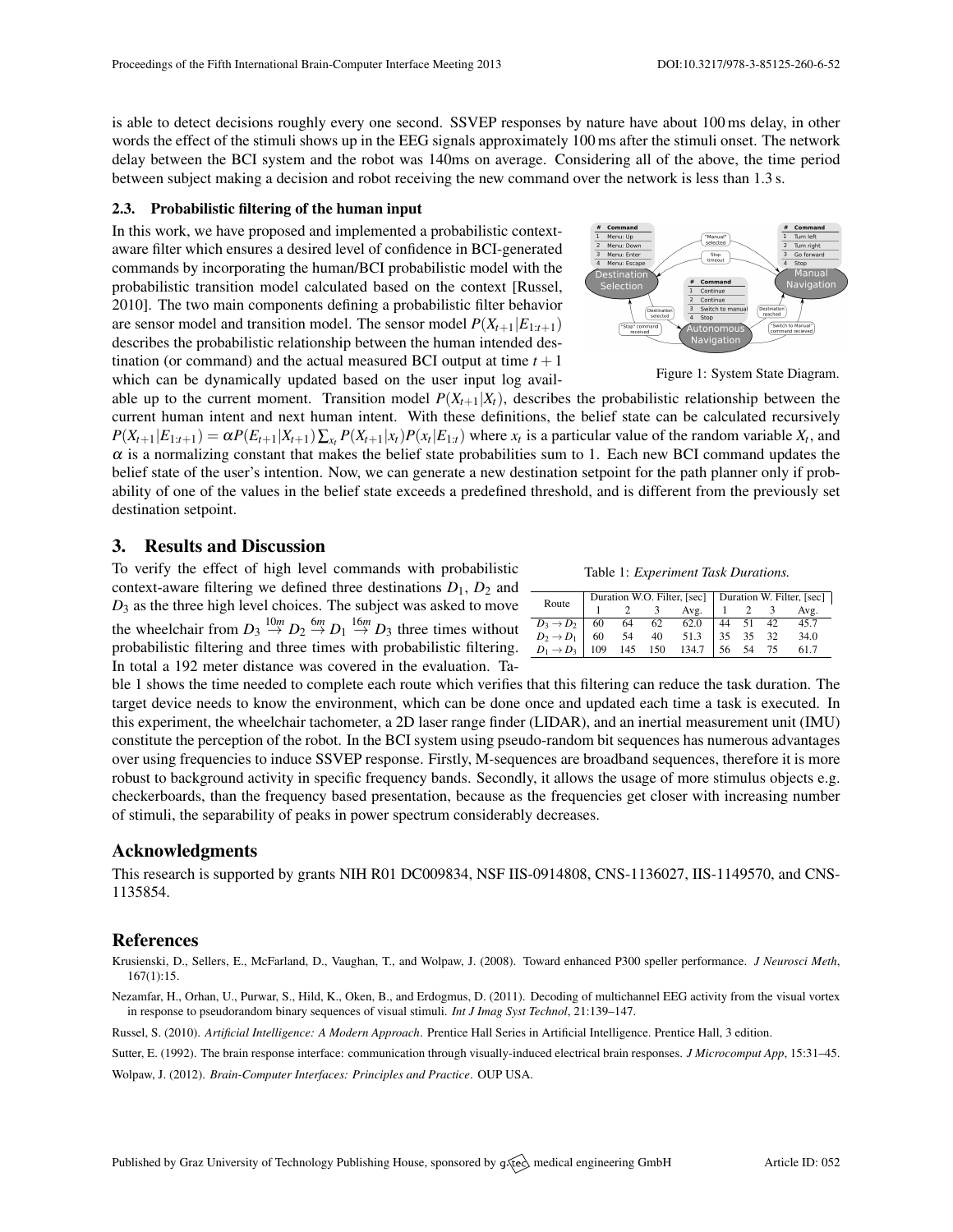is able to detect decisions roughly every one second. SSVEP responses by nature have about 100 ms delay, in other words the effect of the stimuli shows up in the EEG signals approximately 100 ms after the stimuli onset. The network delay between the BCI system and the robot was 140ms on average. Considering all of the above, the time period between subject making a decision and robot receiving the new command over the network is less than 1.3 s.

### 2.3. Probabilistic filtering of the human input

In this work, we have proposed and implemented a probabilistic context-aware filter which ensures a desired level of confidence in BCI-generated commands by incorporating the human/BCI probabilistic model with the probabilistic transition model calculated based on the context [Russel, 2010]. The two main components defining a probabilistic filter behavior are sensor model and transition model. The sensor model $P(X_{t+1}|E_{1:t+1})$ describes the probabilistic relationship between the human intended destination (or command) and the actual measured BCI output at time $t+1$ which can be dynamically updated based on the user input log available up to the current moment. Transition model $P(X_{t+1}|X_t)$, describes the probabilistic relationship between the current human intent and next human intent. With these definitions, the belief state can be calculated recursively $P(X_{t+1}|E_{1:t+1}) = \alpha P(E_{t+1}|X_{t+1}) \sum_{x_t} P(X_{t+1}|x_t) P(x_t|E_{1:t})$ where $x_t$ is a particular value of the random variable $X_t$, and $\alpha$ is a normalizing constant that makes the belief state probabilities sum to 1. Each new BCI command updates the belief state of the user's intention. Now, we can generate a new destination setpoint for the path planner only if probability of one of the values in the belief state exceeds a predefined threshold, and is different from the previously set destination setpoint.

Destination Selection
| # | Command |
|---|---|
| 1 | Menu: Up |
| 2 | Menu: Down |
| 3 | Menu: Enter |
| 4 | Menu: Escape |

Manual Navigation
| # | Command |
|---|---|
| 1 | Turn left |
| 2 | Turn right |
| 3 | Go forward |
| 4 | Stop |

Autonomous Navigation
| # | Command |
|---|---|
| 1 | Continue |
| 2 | Continue |
| 3 | Switch to manual |
| 4 | Stop |

"Manual" selected
Stop timeout
Destination selected
"Stop" command received
Destination reached
"Switch to Manual" command received

Figure 1: System State Diagram.

## 3. Results and Discussion

To verify the effect of high level commands with probabilistic context-aware filtering we defined three destinations $D_1$, $D_2$ and $D_3$ as the three high level choices. The subject was asked to move the wheelchair from $D_3 \overset{10m}{\rightarrow} D_2 \overset{6m}{\rightarrow} D_1 \overset{16m}{\rightarrow} D_3$ three times without probabilistic filtering and three times with probabilistic filtering. In total a 192 meter distance was covered in the evaluation. Table 1 shows the time needed to complete each route which verifies that this filtering can reduce the task duration. The target device needs to know the environment, which can be done once and updated each time a task is executed. In this experiment, the wheelchair tachometer, a 2D laser range finder (LIDAR), and an inertial measurement unit (IMU) constitute the perception of the robot. In the BCI system using pseudo-random bit sequences has numerous advantages over using frequencies to induce SSVEP response. Firstly, M-sequences are broadband sequences, therefore it is more robust to background activity in specific frequency bands. Secondly, it allows the usage of more stimulus objects e.g. checkerboards, than the frequency based presentation, because as the frequencies get closer with increasing number of stimuli, the separability of peaks in power spectrum considerably decreases.

Table 1: *Experiment Task Durations.*

| Route | Duration W.O. Filter, [sec] | | | | Duration W. Filter, [sec] | | | |
|---|---|---|---|---|---|---|---|---|
| | 1 | 2 | 3 | Avg. | 1 | 2 | 3 | Avg. |
| $D_3 \rightarrow D_2$ | 60 | 64 | 62 | 62.0 | 44 | 51 | 42 | 45.7 |
| $D_2 \rightarrow D_1$ | 60 | 54 | 40 | 51.3 | 35 | 35 | 32 | 34.0 |
| $D_1 \rightarrow D_3$ | 109 | 145 | 150 | 134.7 | 56 | 54 | 75 | 61.7 |

## Acknowledgments

This research is supported by grants NIH R01 DC009834, NSF IIS-0914808, CNS-1136027, IIS-1149570, and CNS-1135854.

## References

Krusienski, D., Sellers, E., McFarland, D., Vaughan, T., and Wolpaw, J. (2008). Toward enhanced P300 speller performance. *J Neurosci Meth*, 167(1):15.

Nezamfar, H., Orhan, U., Purwar, S., Hild, K., Oken, B., and Erdogmus, D. (2011). Decoding of multichannel EEG activity from the visual vortex in response to pseudorandom binary sequences of visual stimuli. *Int J Imag Syst Technol*, 21:139–147.

Russel, S. (2010). *Artificial Intelligence: A Modern Approach*. Prentice Hall Series in Artificial Intelligence. Prentice Hall, 3 edition.

Sutter, E. (1992). The brain response interface: communication through visually-induced electrical brain responses. *J Microcomput App*, 15:31–45.

Wolpaw, J. (2012). *Brain-Computer Interfaces: Principles and Practice*. OUP USA.